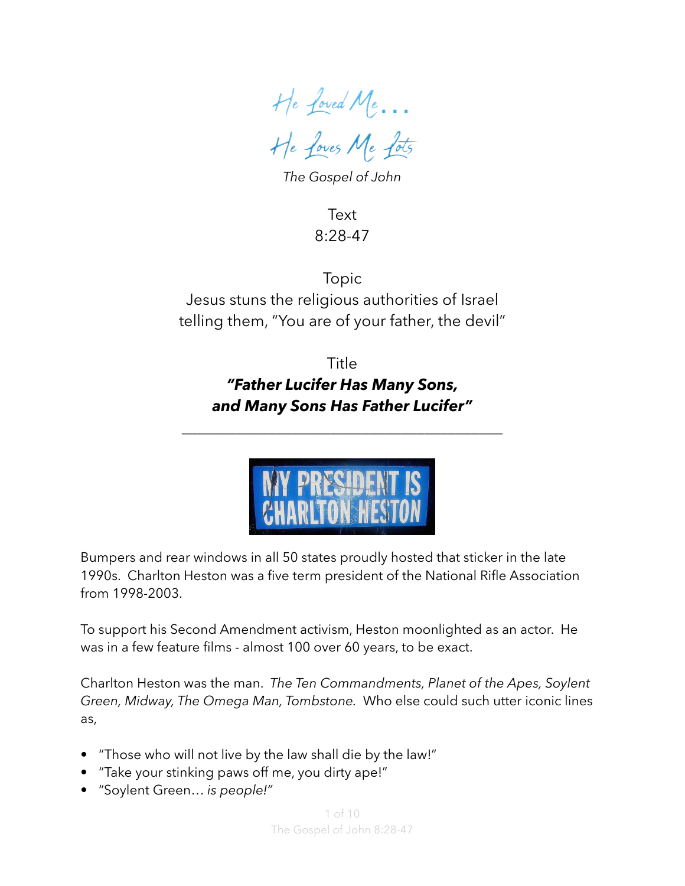# He Loved Me…
# He Loves Me Lots

*The Gospel of John*

Text
8:28-47

Topic
Jesus stuns the religious authorities of Israel telling them, "You are of your father, the devil"

Title
***"Father Lucifer Has Many Sons, and Many Sons Has Father Lucifer"***

---

MY PRESIDENT IS CHARLTON HESTON

Bumpers and rear windows in all 50 states proudly hosted that sticker in the late 1990s. Charlton Heston was a five term president of the National Rifle Association from 1998-2003.

To support his Second Amendment activism, Heston moonlighted as an actor. He was in a few feature films - almost 100 over 60 years, to be exact.

Charlton Heston was the man. *The Ten Commandments, Planet of the Apes, Soylent Green, Midway, The Omega Man, Tombstone*. Who else could such utter iconic lines as,

- "Those who will not live by the law shall die by the law!"
- "Take your stinking paws off me, you dirty ape!"
- "Soylent Green… *is people!"*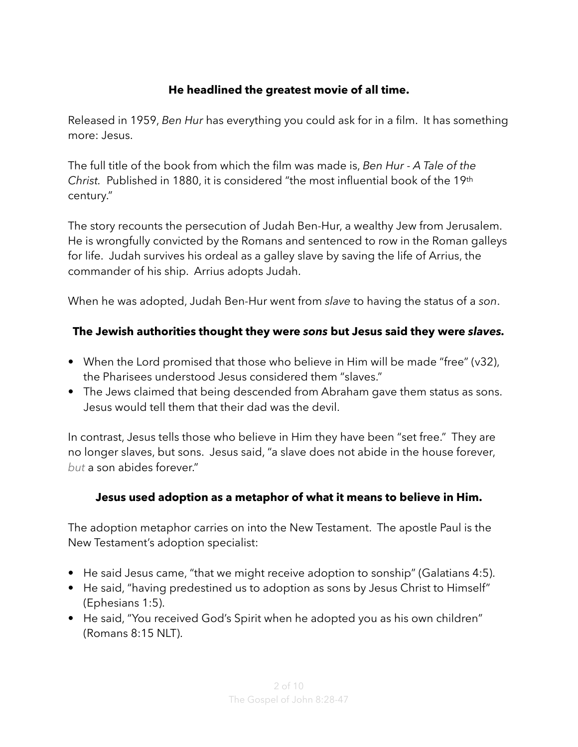**He headlined the greatest movie of all time.**

Released in 1959, *Ben Hur* has everything you could ask for in a film. It has something more: Jesus.

The full title of the book from which the film was made is, *Ben Hur - A Tale of the Christ*. Published in 1880, it is considered "the most influential book of the 19th century."

The story recounts the persecution of Judah Ben-Hur, a wealthy Jew from Jerusalem. He is wrongfully convicted by the Romans and sentenced to row in the Roman galleys for life. Judah survives his ordeal as a galley slave by saving the life of Arrius, the commander of his ship. Arrius adopts Judah.

When he was adopted, Judah Ben-Hur went from *slave* to having the status of a *son*.

**The Jewish authorities thought they were *sons* but Jesus said they were *slaves.***

- When the Lord promised that those who believe in Him will be made "free" (v32), the Pharisees understood Jesus considered them "slaves."
- The Jews claimed that being descended from Abraham gave them status as sons. Jesus would tell them that their dad was the devil.

In contrast, Jesus tells those who believe in Him they have been "set free." They are no longer slaves, but sons. Jesus said, "a slave does not abide in the house forever, *but* a son abides forever."

**Jesus used adoption as a metaphor of what it means to believe in Him.**

The adoption metaphor carries on into the New Testament. The apostle Paul is the New Testament's adoption specialist:

- He said Jesus came, "that we might receive adoption to sonship" (Galatians 4:5).
- He said, "having predestined us to adoption as sons by Jesus Christ to Himself" (Ephesians 1:5).
- He said, "You received God's Spirit when he adopted you as his own children" (Romans 8:15 NLT).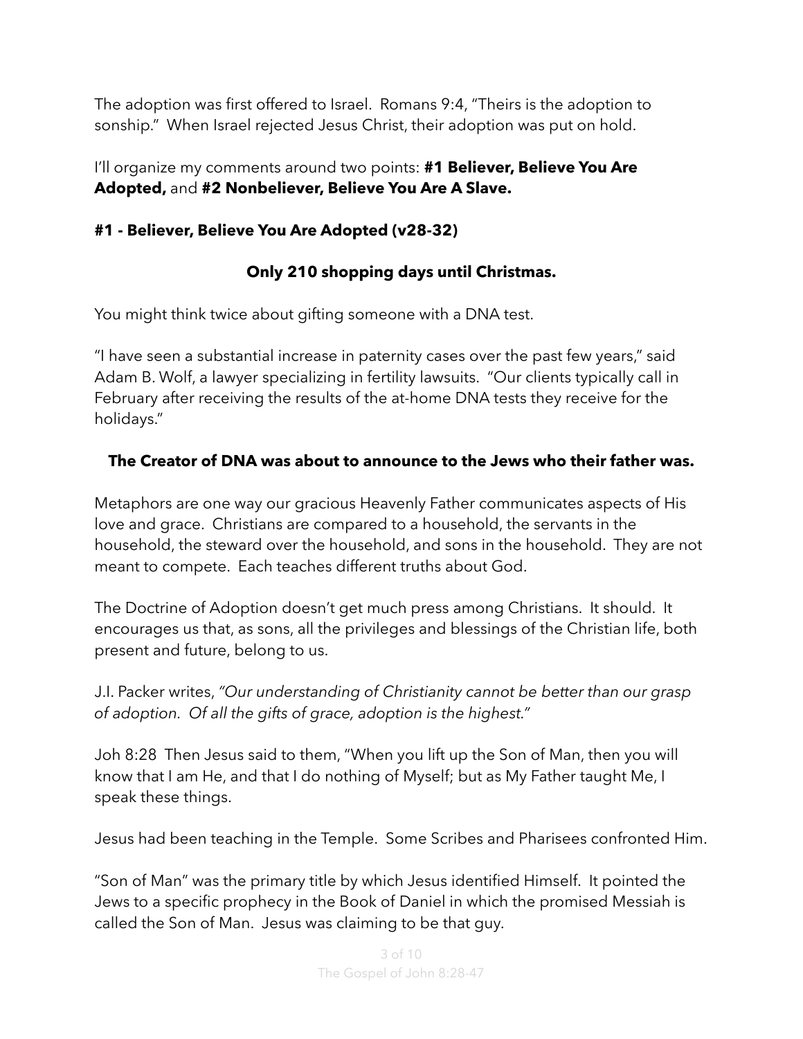The adoption was first offered to Israel. Romans 9:4, "Theirs is the adoption to sonship." When Israel rejected Jesus Christ, their adoption was put on hold.

I'll organize my comments around two points: **#1 Believer, Believe You Are Adopted,** and **#2 Nonbeliever, Believe You Are A Slave.**

### #1 - Believer, Believe You Are Adopted (v28-32)

**Only 210 shopping days until Christmas.**

You might think twice about gifting someone with a DNA test.

"I have seen a substantial increase in paternity cases over the past few years," said Adam B. Wolf, a lawyer specializing in fertility lawsuits. "Our clients typically call in February after receiving the results of the at-home DNA tests they receive for the holidays."

**The Creator of DNA was about to announce to the Jews who their father was.**

Metaphors are one way our gracious Heavenly Father communicates aspects of His love and grace. Christians are compared to a household, the servants in the household, the steward over the household, and sons in the household. They are not meant to compete. Each teaches different truths about God.

The Doctrine of Adoption doesn't get much press among Christians. It should. It encourages us that, as sons, all the privileges and blessings of the Christian life, both present and future, belong to us.

J.I. Packer writes, *"Our understanding of Christianity cannot be better than our grasp of adoption. Of all the gifts of grace, adoption is the highest."*

Joh 8:28 Then Jesus said to them, "When you lift up the Son of Man, then you will know that I am He, and that I do nothing of Myself; but as My Father taught Me, I speak these things.

Jesus had been teaching in the Temple. Some Scribes and Pharisees confronted Him.

"Son of Man" was the primary title by which Jesus identified Himself. It pointed the Jews to a specific prophecy in the Book of Daniel in which the promised Messiah is called the Son of Man. Jesus was claiming to be that guy.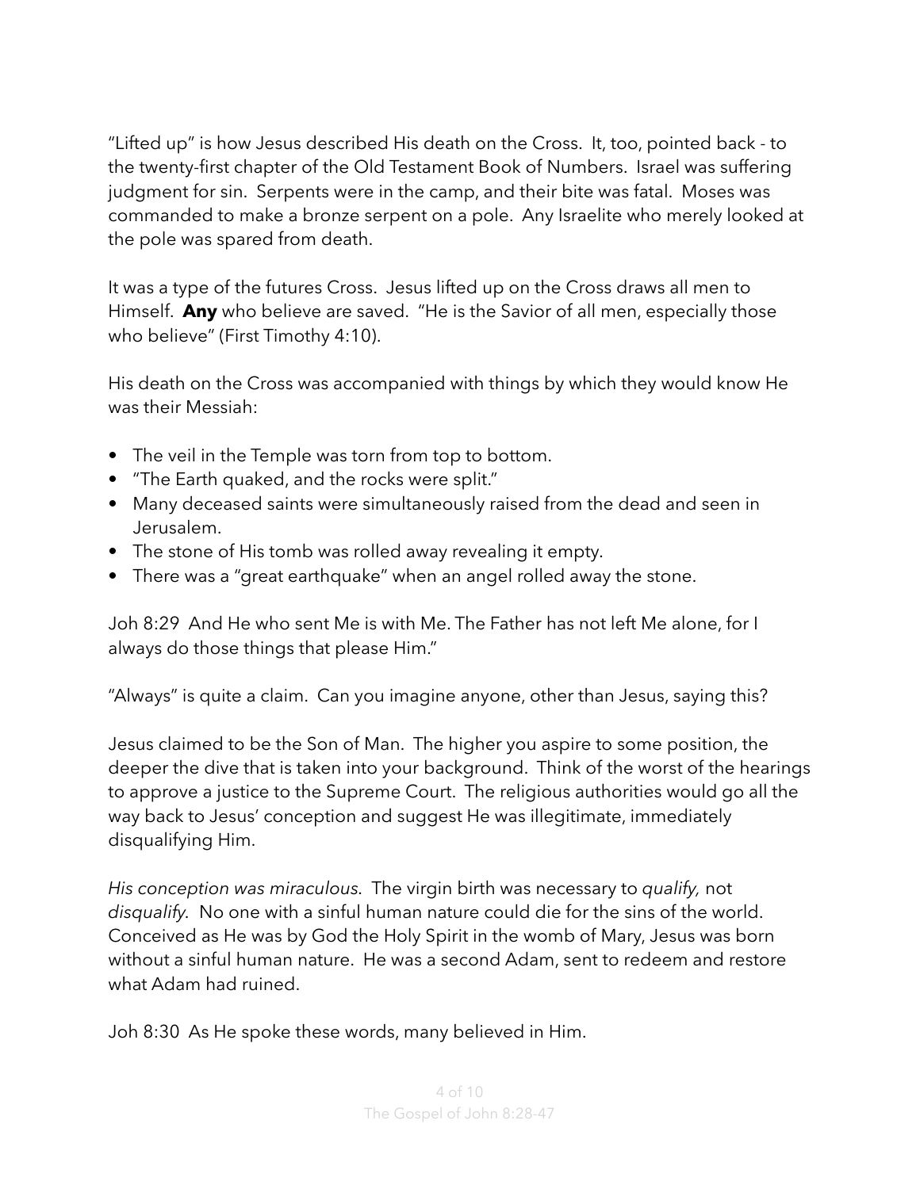"Lifted up" is how Jesus described His death on the Cross. It, too, pointed back - to the twenty-first chapter of the Old Testament Book of Numbers. Israel was suffering judgment for sin. Serpents were in the camp, and their bite was fatal. Moses was commanded to make a bronze serpent on a pole. Any Israelite who merely looked at the pole was spared from death.

It was a type of the futures Cross. Jesus lifted up on the Cross draws all men to Himself. **Any** who believe are saved. "He is the Savior of all men, especially those who believe" (First Timothy 4:10).

His death on the Cross was accompanied with things by which they would know He was their Messiah:

- The veil in the Temple was torn from top to bottom.
- "The Earth quaked, and the rocks were split."
- Many deceased saints were simultaneously raised from the dead and seen in Jerusalem.
- The stone of His tomb was rolled away revealing it empty.
- There was a "great earthquake" when an angel rolled away the stone.

Joh 8:29 And He who sent Me is with Me. The Father has not left Me alone, for I always do those things that please Him."

"Always" is quite a claim. Can you imagine anyone, other than Jesus, saying this?

Jesus claimed to be the Son of Man. The higher you aspire to some position, the deeper the dive that is taken into your background. Think of the worst of the hearings to approve a justice to the Supreme Court. The religious authorities would go all the way back to Jesus' conception and suggest He was illegitimate, immediately disqualifying Him.

*His conception was miraculous*. The virgin birth was necessary to *qualify,* not *disqualify*. No one with a sinful human nature could die for the sins of the world. Conceived as He was by God the Holy Spirit in the womb of Mary, Jesus was born without a sinful human nature. He was a second Adam, sent to redeem and restore what Adam had ruined.

Joh 8:30 As He spoke these words, many believed in Him.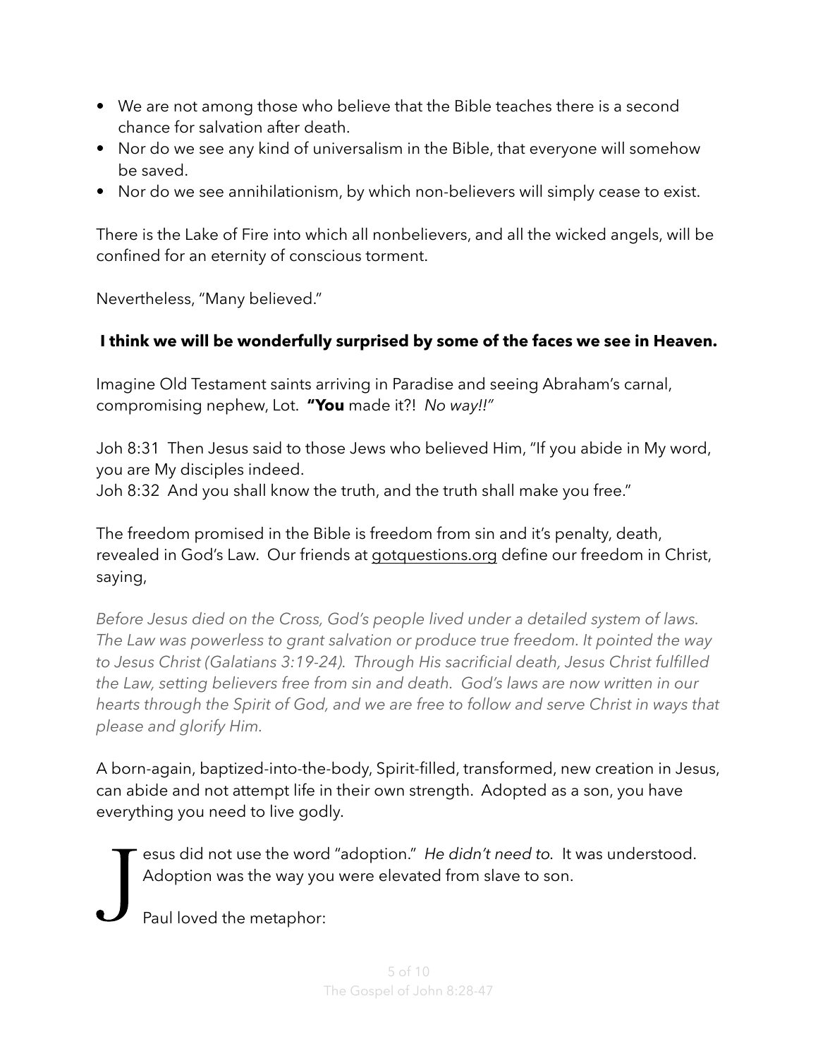- We are not among those who believe that the Bible teaches there is a second chance for salvation after death.
- Nor do we see any kind of universalism in the Bible, that everyone will somehow be saved.
- Nor do we see annihilationism, by which non-believers will simply cease to exist.

There is the Lake of Fire into which all nonbelievers, and all the wicked angels, will be confined for an eternity of conscious torment.

Nevertheless, "Many believed."

**I think we will be wonderfully surprised by some of the faces we see in Heaven.**

Imagine Old Testament saints arriving in Paradise and seeing Abraham's carnal, compromising nephew, Lot. **"You** made it?! *No way!!"*

Joh 8:31 Then Jesus said to those Jews who believed Him, "If you abide in My word, you are My disciples indeed.
Joh 8:32 And you shall know the truth, and the truth shall make you free."

The freedom promised in the Bible is freedom from sin and it's penalty, death, revealed in God's Law. Our friends at gotquestions.org define our freedom in Christ, saying,

*Before Jesus died on the Cross, God's people lived under a detailed system of laws. The Law was powerless to grant salvation or produce true freedom. It pointed the way to Jesus Christ (Galatians 3:19-24). Through His sacrificial death, Jesus Christ fulfilled the Law, setting believers free from sin and death. God's laws are now written in our hearts through the Spirit of God, and we are free to follow and serve Christ in ways that please and glorify Him.*

A born-again, baptized-into-the-body, Spirit-filled, transformed, new creation in Jesus, can abide and not attempt life in their own strength. Adopted as a son, you have everything you need to live godly.

Jesus did not use the word "adoption." *He didn't need to*. It was understood. Adoption was the way you were elevated from slave to son.

Paul loved the metaphor: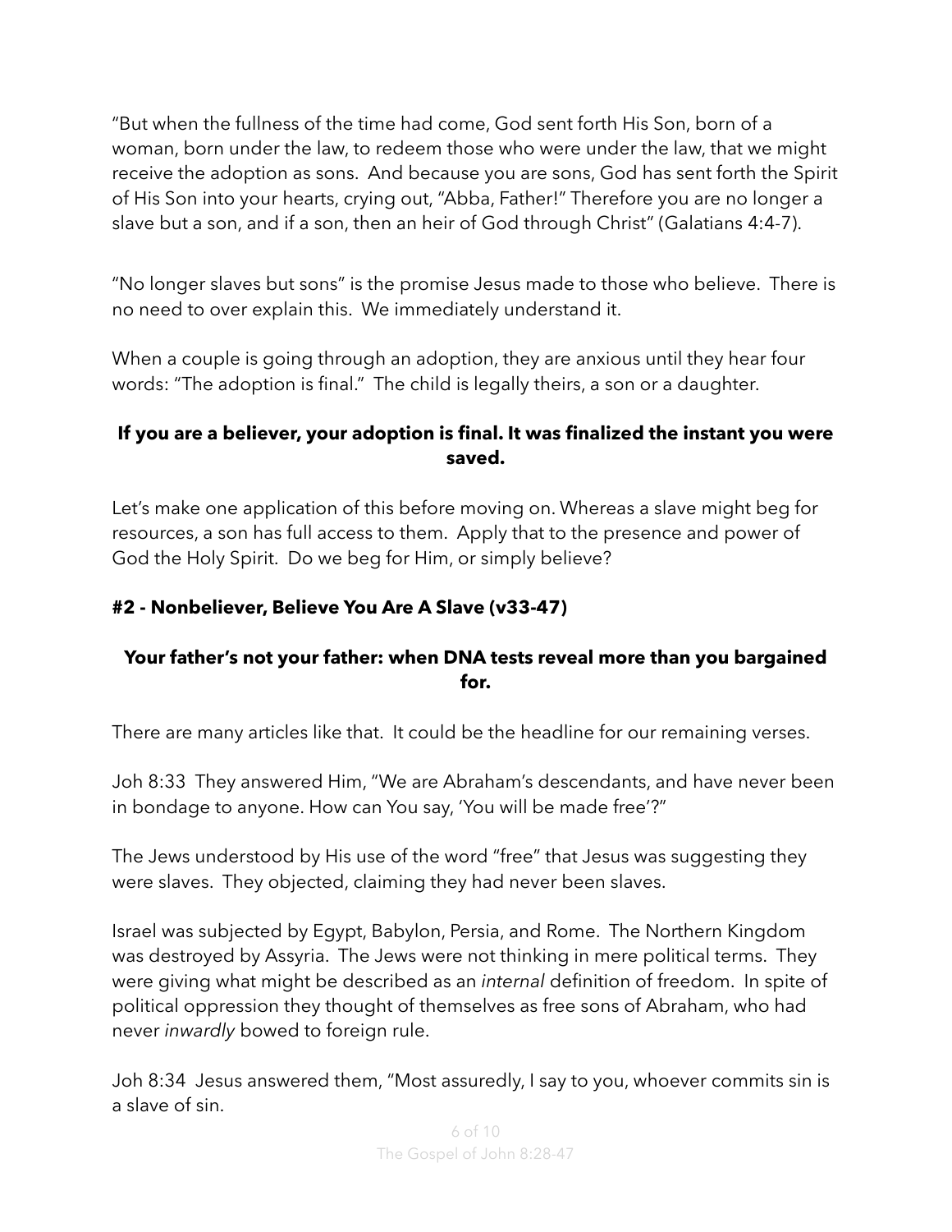"But when the fullness of the time had come, God sent forth His Son, born of a woman, born under the law, to redeem those who were under the law, that we might receive the adoption as sons. And because you are sons, God has sent forth the Spirit of His Son into your hearts, crying out, "Abba, Father!" Therefore you are no longer a slave but a son, and if a son, then an heir of God through Christ" (Galatians 4:4-7).

"No longer slaves but sons" is the promise Jesus made to those who believe. There is no need to over explain this. We immediately understand it.

When a couple is going through an adoption, they are anxious until they hear four words: "The adoption is final." The child is legally theirs, a son or a daughter.

**If you are a believer, your adoption is final. It was finalized the instant you were saved.**

Let's make one application of this before moving on. Whereas a slave might beg for resources, a son has full access to them. Apply that to the presence and power of God the Holy Spirit. Do we beg for Him, or simply believe?

### #2 - Nonbeliever, Believe You Are A Slave (v33-47)

**Your father's not your father: when DNA tests reveal more than you bargained for.**

There are many articles like that. It could be the headline for our remaining verses.

Joh 8:33 They answered Him, "We are Abraham's descendants, and have never been in bondage to anyone. How can You say, 'You will be made free'?"

The Jews understood by His use of the word "free" that Jesus was suggesting they were slaves. They objected, claiming they had never been slaves.

Israel was subjected by Egypt, Babylon, Persia, and Rome. The Northern Kingdom was destroyed by Assyria. The Jews were not thinking in mere political terms. They were giving what might be described as an *internal* definition of freedom. In spite of political oppression they thought of themselves as free sons of Abraham, who had never *inwardly* bowed to foreign rule.

Joh 8:34 Jesus answered them, "Most assuredly, I say to you, whoever commits sin is a slave of sin.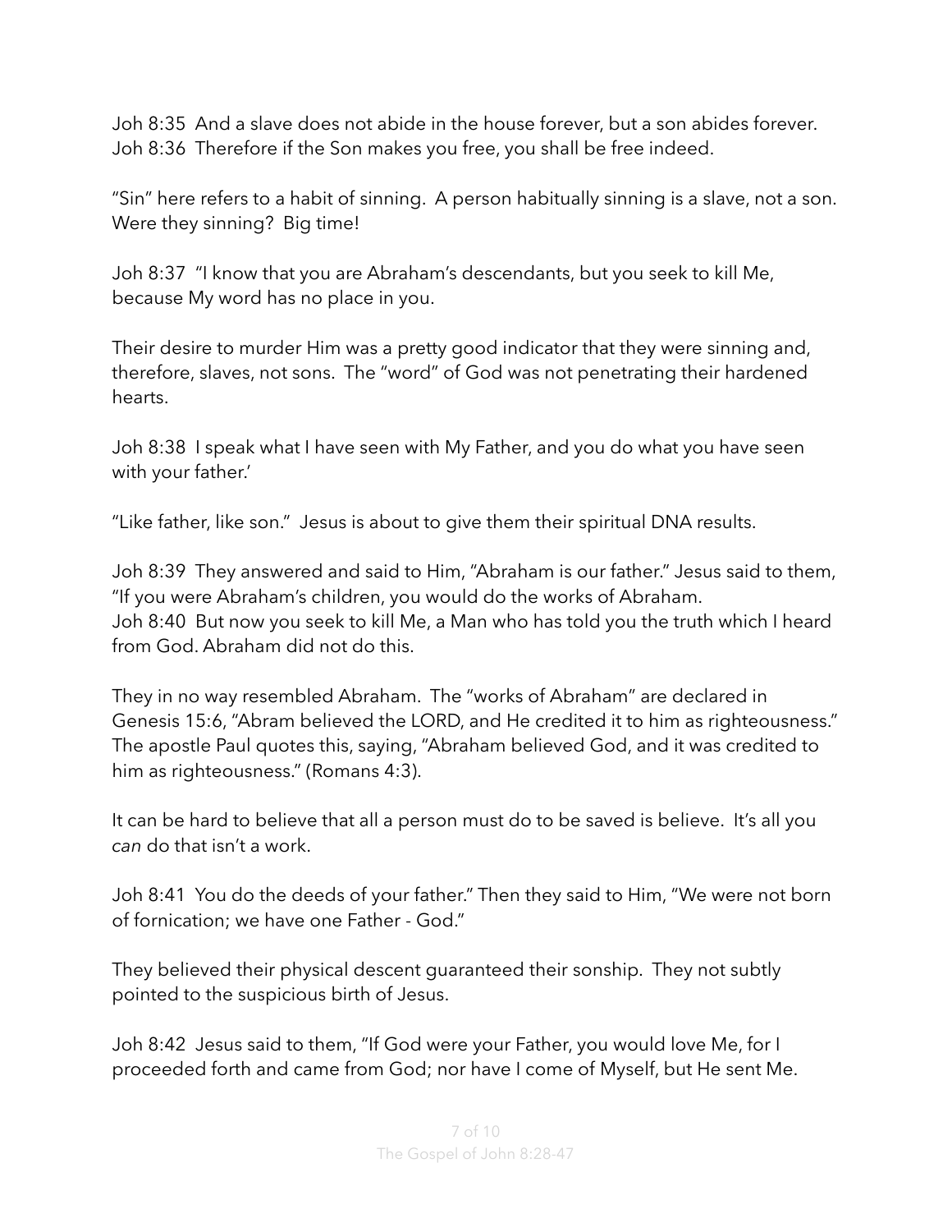Joh 8:35  And a slave does not abide in the house forever, but a son abides forever.
Joh 8:36  Therefore if the Son makes you free, you shall be free indeed.

"Sin" here refers to a habit of sinning.  A person habitually sinning is a slave, not a son.  Were they sinning?  Big time!

Joh 8:37  "I know that you are Abraham's descendants, but you seek to kill Me, because My word has no place in you.

Their desire to murder Him was a pretty good indicator that they were sinning and, therefore, slaves, not sons.  The "word" of God was not penetrating their hardened hearts.

Joh 8:38  I speak what I have seen with My Father, and you do what you have seen with your father.'

"Like father, like son."  Jesus is about to give them their spiritual DNA results.

Joh 8:39  They answered and said to Him, "Abraham is our father." Jesus said to them, "If you were Abraham's children, you would do the works of Abraham.
Joh 8:40  But now you seek to kill Me, a Man who has told you the truth which I heard from God. Abraham did not do this.

They in no way resembled Abraham.  The "works of Abraham" are declared in Genesis 15:6, "Abram believed the LORD, and He credited it to him as righteousness."  The apostle Paul quotes this, saying, "Abraham believed God, and it was credited to him as righteousness." (Romans 4:3).

It can be hard to believe that all a person must do to be saved is believe.  It's all you *can* do that isn't a work.

Joh 8:41  You do the deeds of your father." Then they said to Him, "We were not born of fornication; we have one Father - God."

They believed their physical descent guaranteed their sonship.  They not subtly pointed to the suspicious birth of Jesus.

Joh 8:42  Jesus said to them, "If God were your Father, you would love Me, for I proceeded forth and came from God; nor have I come of Myself, but He sent Me.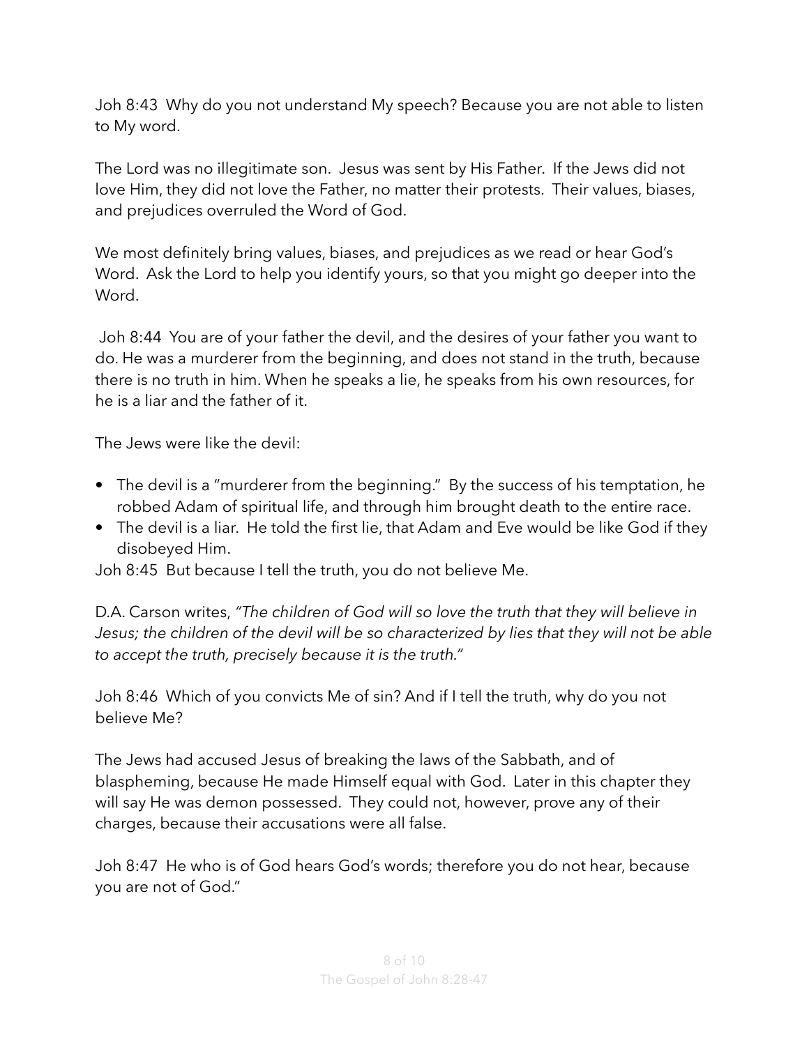Joh 8:43  Why do you not understand My speech? Because you are not able to listen to My word.

The Lord was no illegitimate son.  Jesus was sent by His Father.  If the Jews did not love Him, they did not love the Father, no matter their protests.  Their values, biases, and prejudices overruled the Word of God.

We most definitely bring values, biases, and prejudices as we read or hear God's Word.  Ask the Lord to help you identify yours, so that you might go deeper into the Word.

Joh 8:44  You are of your father the devil, and the desires of your father you want to do. He was a murderer from the beginning, and does not stand in the truth, because there is no truth in him. When he speaks a lie, he speaks from his own resources, for he is a liar and the father of it.

The Jews were like the devil:

- The devil is a "murderer from the beginning."  By the success of his temptation, he robbed Adam of spiritual life, and through him brought death to the entire race.
- The devil is a liar.  He told the first lie, that Adam and Eve would be like God if they disobeyed Him.

Joh 8:45  But because I tell the truth, you do not believe Me.

D.A. Carson writes, *"The children of God will so love the truth that they will believe in Jesus; the children of the devil will be so characterized by lies that they will not be able to accept the truth, precisely because it is the truth."*

Joh 8:46  Which of you convicts Me of sin? And if I tell the truth, why do you not believe Me?

The Jews had accused Jesus of breaking the laws of the Sabbath, and of blaspheming, because He made Himself equal with God.  Later in this chapter they will say He was demon possessed.  They could not, however, prove any of their charges, because their accusations were all false.

Joh 8:47  He who is of God hears God's words; therefore you do not hear, because you are not of God."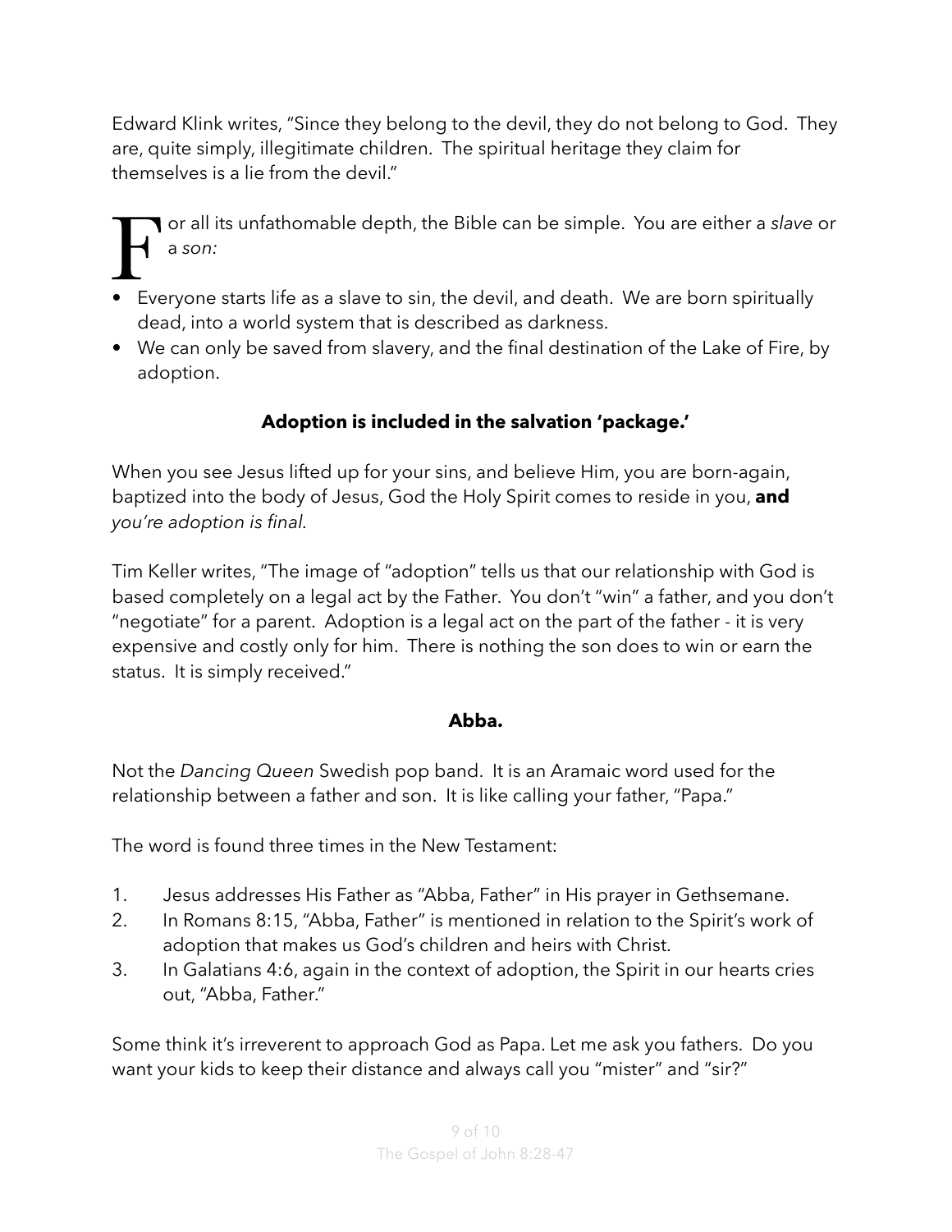Edward Klink writes, "Since they belong to the devil, they do not belong to God. They are, quite simply, illegitimate children. The spiritual heritage they claim for themselves is a lie from the devil."

For all its unfathomable depth, the Bible can be simple. You are either a *slave* or a *son:*

- Everyone starts life as a slave to sin, the devil, and death. We are born spiritually dead, into a world system that is described as darkness.
- We can only be saved from slavery, and the final destination of the Lake of Fire, by adoption.

**Adoption is included in the salvation 'package.'**

When you see Jesus lifted up for your sins, and believe Him, you are born-again, baptized into the body of Jesus, God the Holy Spirit comes to reside in you, **and** *you're adoption is final.*

Tim Keller writes, "The image of "adoption" tells us that our relationship with God is based completely on a legal act by the Father. You don't "win" a father, and you don't "negotiate" for a parent. Adoption is a legal act on the part of the father - it is very expensive and costly only for him. There is nothing the son does to win or earn the status. It is simply received."

**Abba.**

Not the *Dancing Queen* Swedish pop band. It is an Aramaic word used for the relationship between a father and son. It is like calling your father, "Papa."

The word is found three times in the New Testament:

1. Jesus addresses His Father as "Abba, Father" in His prayer in Gethsemane.
2. In Romans 8:15, "Abba, Father" is mentioned in relation to the Spirit's work of adoption that makes us God's children and heirs with Christ.
3. In Galatians 4:6, again in the context of adoption, the Spirit in our hearts cries out, "Abba, Father."

Some think it's irreverent to approach God as Papa. Let me ask you fathers. Do you want your kids to keep their distance and always call you "mister" and "sir?"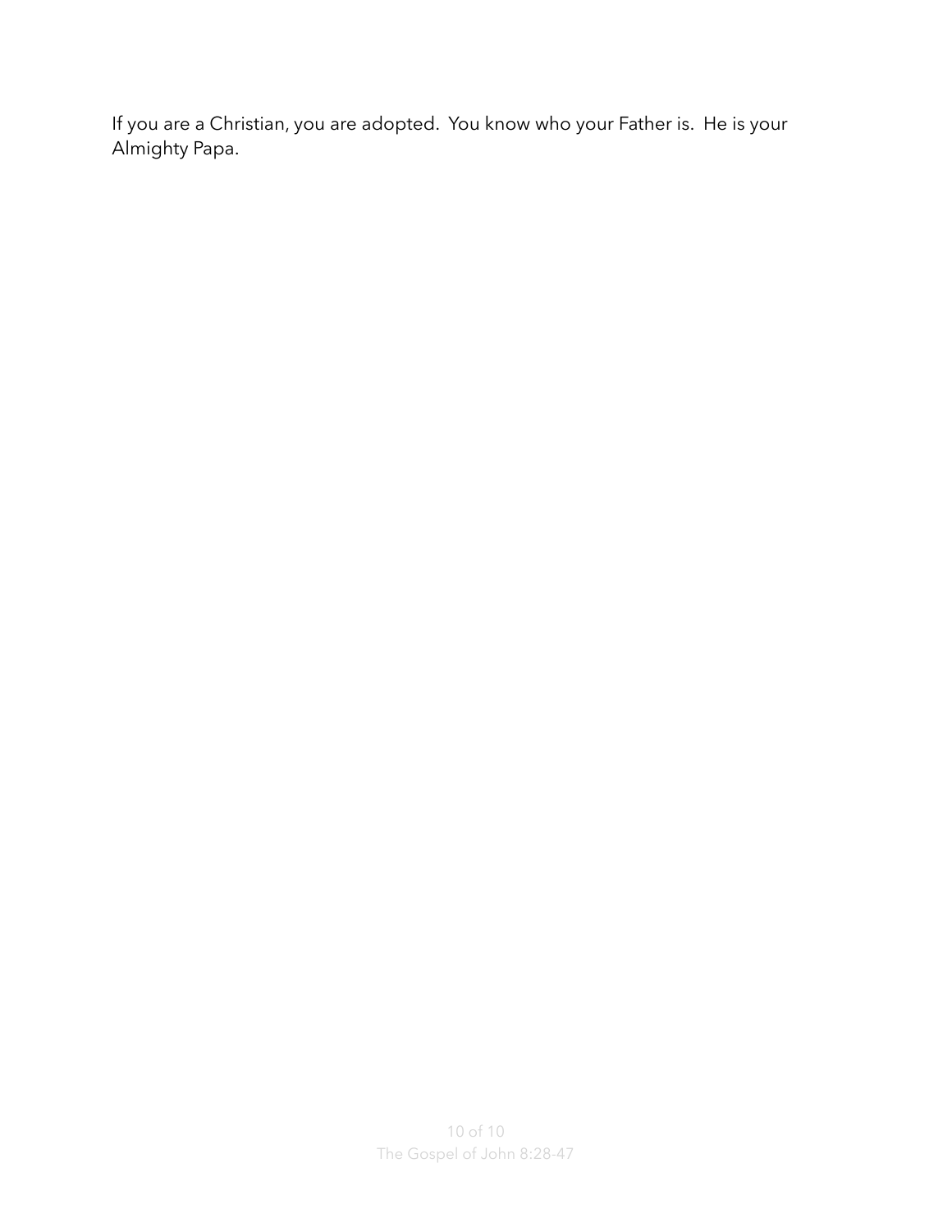If you are a Christian, you are adopted. You know who your Father is. He is your Almighty Papa.